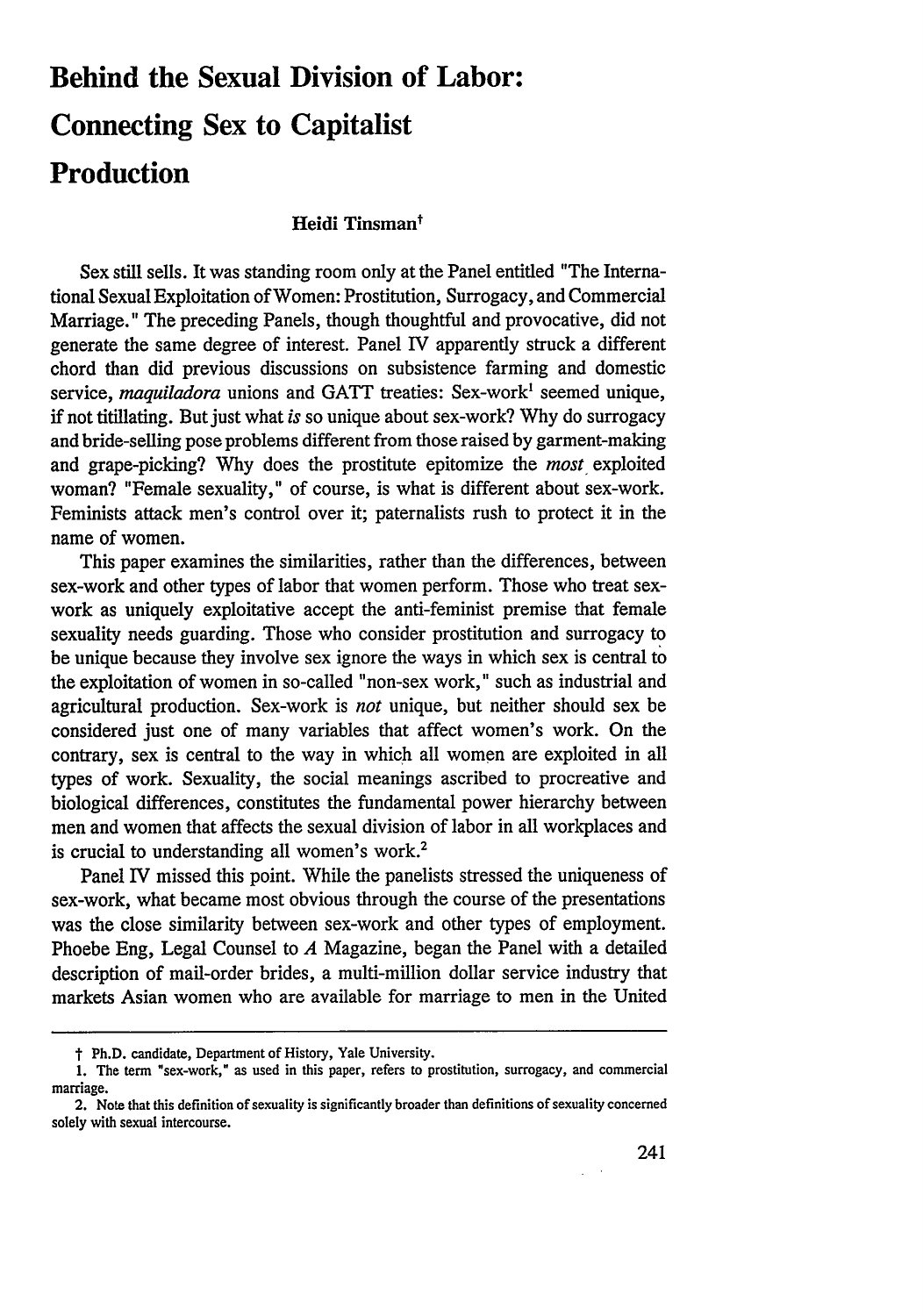# Behind the Sexual Division of Labor: Connecting Sex to Capitalist Production

**Heidi Tinsman**†

Sex still sells. It was standing room only at the Panel entitled "The International Sexual Exploitation of Women: Prostitution, Surrogacy, and Commercial Marriage." The preceding Panels, though thoughtful and provocative, did not generate the same degree of interest. Panel IV apparently struck a different chord than did previous discussions on subsistence farming and domestic service, *maquiladora* unions and GATT treaties: Sex-work[1] seemed unique, if not titillating. But just what *is* so unique about sex-work? Why do surrogacy and bride-selling pose problems different from those raised by garment-making and grape-picking? Why does the prostitute epitomize the *most* exploited woman? "Female sexuality," of course, is what is different about sex-work. Feminists attack men's control over it; paternalists rush to protect it in the name of women.

This paper examines the similarities, rather than the differences, between sex-work and other types of labor that women perform. Those who treat sex-work as uniquely exploitative accept the anti-feminist premise that female sexuality needs guarding. Those who consider prostitution and surrogacy to be unique because they involve sex ignore the ways in which sex is central to the exploitation of women in so-called "non-sex work," such as industrial and agricultural production. Sex-work is *not* unique, but neither should sex be considered just one of many variables that affect women's work. On the contrary, sex is central to the way in which all women are exploited in all types of work. Sexuality, the social meanings ascribed to procreative and biological differences, constitutes the fundamental power hierarchy between men and women that affects the sexual division of labor in all workplaces and is crucial to understanding all women's work.[2]

Panel IV missed this point. While the panelists stressed the uniqueness of sex-work, what became most obvious through the course of the presentations was the close similarity between sex-work and other types of employment. Phoebe Eng, Legal Counsel to *A* Magazine, began the Panel with a detailed description of mail-order brides, a multi-million dollar service industry that markets Asian women who are available for marriage to men in the United

---

† Ph.D. candidate, Department of History, Yale University.

1. The term "sex-work," as used in this paper, refers to prostitution, surrogacy, and commercial marriage.

2. Note that this definition of sexuality is significantly broader than definitions of sexuality concerned solely with sexual intercourse.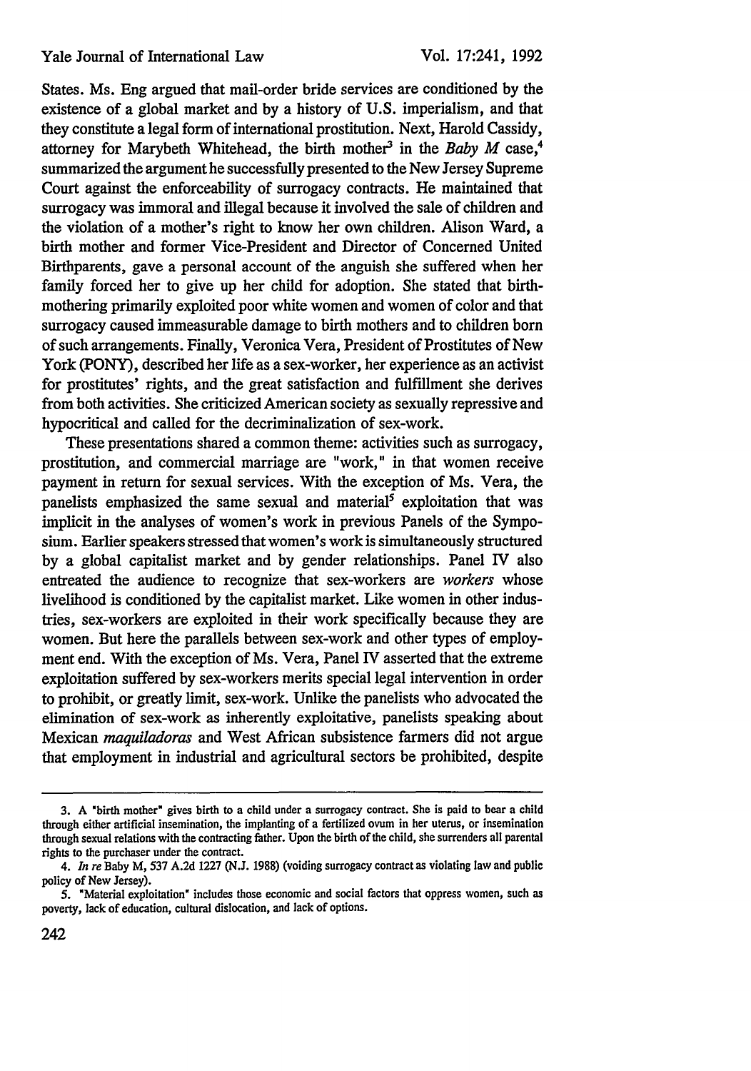States. Ms. Eng argued that mail-order bride services are conditioned by the existence of a global market and by a history of U.S. imperialism, and that they constitute a legal form of international prostitution. Next, Harold Cassidy, attorney for Marybeth Whitehead, the birth mother[3] in the *Baby M* case,[4] summarized the argument he successfully presented to the New Jersey Supreme Court against the enforceability of surrogacy contracts. He maintained that surrogacy was immoral and illegal because it involved the sale of children and the violation of a mother's right to know her own children. Alison Ward, a birth mother and former Vice-President and Director of Concerned United Birthparents, gave a personal account of the anguish she suffered when her family forced her to give up her child for adoption. She stated that birth-mothering primarily exploited poor white women and women of color and that surrogacy caused immeasurable damage to birth mothers and to children born of such arrangements. Finally, Veronica Vera, President of Prostitutes of New York (PONY), described her life as a sex-worker, her experience as an activist for prostitutes' rights, and the great satisfaction and fulfillment she derives from both activities. She criticized American society as sexually repressive and hypocritical and called for the decriminalization of sex-work.

These presentations shared a common theme: activities such as surrogacy, prostitution, and commercial marriage are "work," in that women receive payment in return for sexual services. With the exception of Ms. Vera, the panelists emphasized the same sexual and material[5] exploitation that was implicit in the analyses of women's work in previous Panels of the Symposium. Earlier speakers stressed that women's work is simultaneously structured by a global capitalist market and by gender relationships. Panel IV also entreated the audience to recognize that sex-workers are *workers* whose livelihood is conditioned by the capitalist market. Like women in other industries, sex-workers are exploited in their work specifically because they are women. But here the parallels between sex-work and other types of employment end. With the exception of Ms. Vera, Panel IV asserted that the extreme exploitation suffered by sex-workers merits special legal intervention in order to prohibit, or greatly limit, sex-work. Unlike the panelists who advocated the elimination of sex-work as inherently exploitative, panelists speaking about Mexican *maquiladoras* and West African subsistence farmers did not argue that employment in industrial and agricultural sectors be prohibited, despite

---

3. A "birth mother" gives birth to a child under a surrogacy contract. She is paid to bear a child through either artificial insemination, the implanting of a fertilized ovum in her uterus, or insemination through sexual relations with the contracting father. Upon the birth of the child, she surrenders all parental rights to the purchaser under the contract.

4. *In re* Baby M, 537 A.2d 1227 (N.J. 1988) (voiding surrogacy contract as violating law and public policy of New Jersey).

5. "Material exploitation" includes those economic and social factors that oppress women, such as poverty, lack of education, cultural dislocation, and lack of options.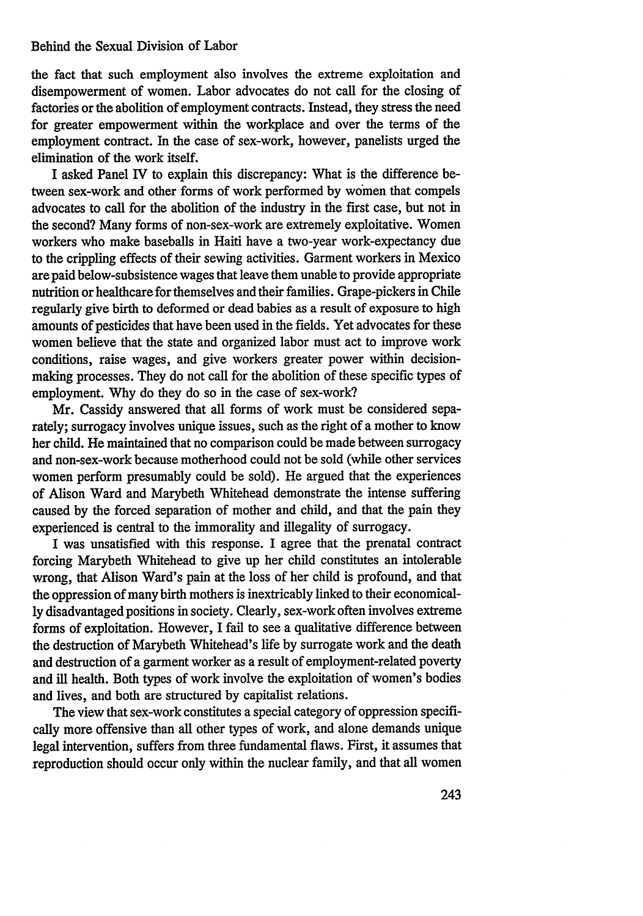the fact that such employment also involves the extreme exploitation and disempowerment of women. Labor advocates do not call for the closing of factories or the abolition of employment contracts. Instead, they stress the need for greater empowerment within the workplace and over the terms of the employment contract. In the case of sex-work, however, panelists urged the elimination of the work itself.

I asked Panel IV to explain this discrepancy: What is the difference between sex-work and other forms of work performed by women that compels advocates to call for the abolition of the industry in the first case, but not in the second? Many forms of non-sex-work are extremely exploitative. Women workers who make baseballs in Haiti have a two-year work-expectancy due to the crippling effects of their sewing activities. Garment workers in Mexico are paid below-subsistence wages that leave them unable to provide appropriate nutrition or healthcare for themselves and their families. Grape-pickers in Chile regularly give birth to deformed or dead babies as a result of exposure to high amounts of pesticides that have been used in the fields. Yet advocates for these women believe that the state and organized labor must act to improve work conditions, raise wages, and give workers greater power within decision-making processes. They do not call for the abolition of these specific types of employment. Why do they do so in the case of sex-work?

Mr. Cassidy answered that all forms of work must be considered separately; surrogacy involves unique issues, such as the right of a mother to know her child. He maintained that no comparison could be made between surrogacy and non-sex-work because motherhood could not be sold (while other services women perform presumably could be sold). He argued that the experiences of Alison Ward and Marybeth Whitehead demonstrate the intense suffering caused by the forced separation of mother and child, and that the pain they experienced is central to the immorality and illegality of surrogacy.

I was unsatisfied with this response. I agree that the prenatal contract forcing Marybeth Whitehead to give up her child constitutes an intolerable wrong, that Alison Ward's pain at the loss of her child is profound, and that the oppression of many birth mothers is inextricably linked to their economically disadvantaged positions in society. Clearly, sex-work often involves extreme forms of exploitation. However, I fail to see a qualitative difference between the destruction of Marybeth Whitehead's life by surrogate work and the death and destruction of a garment worker as a result of employment-related poverty and ill health. Both types of work involve the exploitation of women's bodies and lives, and both are structured by capitalist relations.

The view that sex-work constitutes a special category of oppression specifically more offensive than all other types of work, and alone demands unique legal intervention, suffers from three fundamental flaws. First, it assumes that reproduction should occur only within the nuclear family, and that all women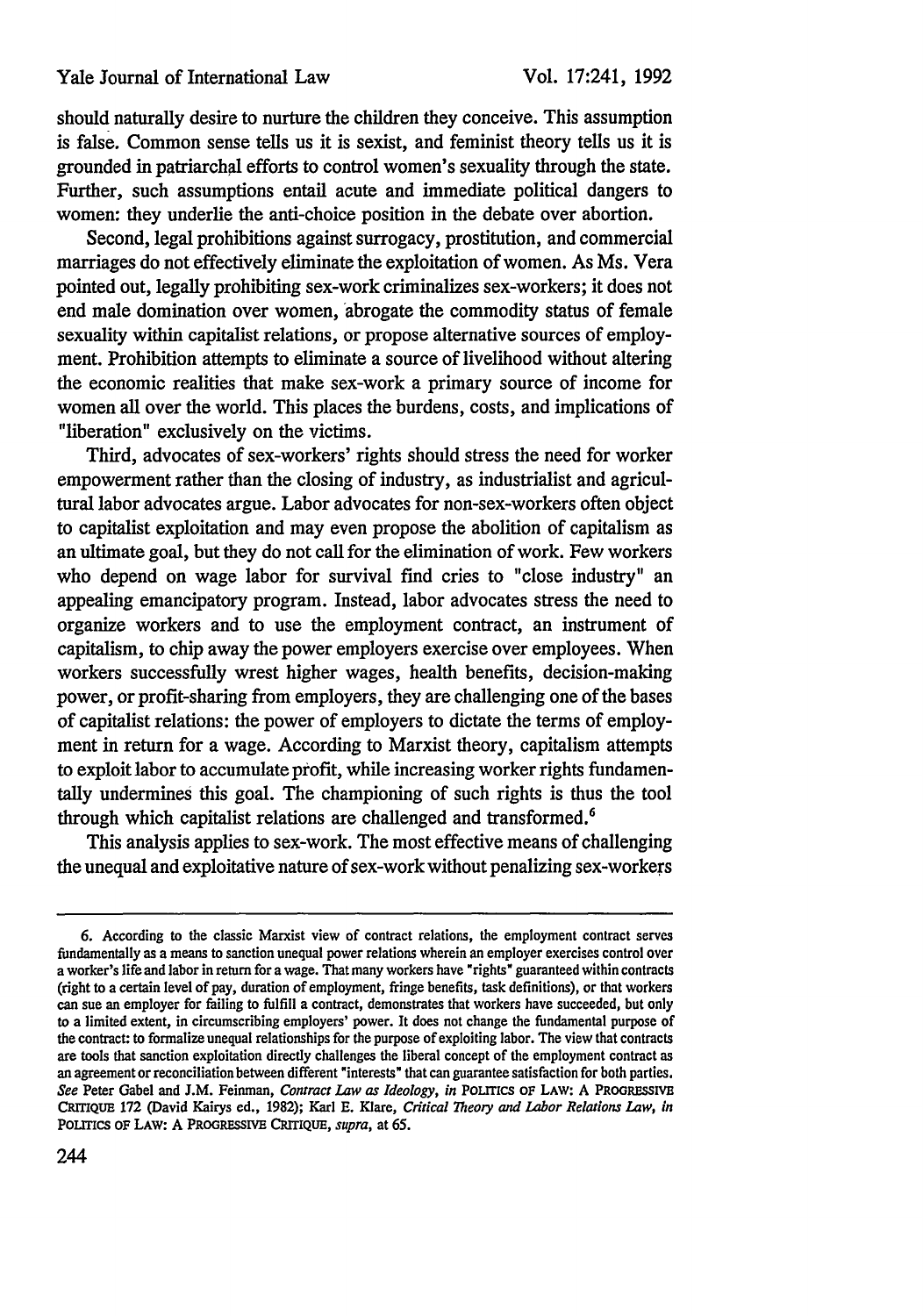should naturally desire to nurture the children they conceive. This assumption is false. Common sense tells us it is sexist, and feminist theory tells us it is grounded in patriarchal efforts to control women's sexuality through the state. Further, such assumptions entail acute and immediate political dangers to women: they underlie the anti-choice position in the debate over abortion.

Second, legal prohibitions against surrogacy, prostitution, and commercial marriages do not effectively eliminate the exploitation of women. As Ms. Vera pointed out, legally prohibiting sex-work criminalizes sex-workers; it does not end male domination over women, abrogate the commodity status of female sexuality within capitalist relations, or propose alternative sources of employment. Prohibition attempts to eliminate a source of livelihood without altering the economic realities that make sex-work a primary source of income for women all over the world. This places the burdens, costs, and implications of "liberation" exclusively on the victims.

Third, advocates of sex-workers' rights should stress the need for worker empowerment rather than the closing of industry, as industrialist and agricultural labor advocates argue. Labor advocates for non-sex-workers often object to capitalist exploitation and may even propose the abolition of capitalism as an ultimate goal, but they do not call for the elimination of work. Few workers who depend on wage labor for survival find cries to "close industry" an appealing emancipatory program. Instead, labor advocates stress the need to organize workers and to use the employment contract, an instrument of capitalism, to chip away the power employers exercise over employees. When workers successfully wrest higher wages, health benefits, decision-making power, or profit-sharing from employers, they are challenging one of the bases of capitalist relations: the power of employers to dictate the terms of employment in return for a wage. According to Marxist theory, capitalism attempts to exploit labor to accumulate profit, while increasing worker rights fundamentally undermines this goal. The championing of such rights is thus the tool through which capitalist relations are challenged and transformed.[6]

This analysis applies to sex-work. The most effective means of challenging the unequal and exploitative nature of sex-work without penalizing sex-workers

---

6. According to the classic Marxist view of contract relations, the employment contract serves fundamentally as a means to sanction unequal power relations wherein an employer exercises control over a worker's life and labor in return for a wage. That many workers have "rights" guaranteed within contracts (right to a certain level of pay, duration of employment, fringe benefits, task definitions), or that workers can sue an employer for failing to fulfill a contract, demonstrates that workers have succeeded, but only to a limited extent, in circumscribing employers' power. It does not change the fundamental purpose of the contract: to formalize unequal relationships for the purpose of exploiting labor. The view that contracts are tools that sanction exploitation directly challenges the liberal concept of the employment contract as an agreement or reconciliation between different "interests" that can guarantee satisfaction for both parties. *See* Peter Gabel and J.M. Feinman, *Contract Law as Ideology*, *in* POLITICS OF LAW: A PROGRESSIVE CRITIQUE 172 (David Kairys ed., 1982); Karl E. Klare, *Critical Theory and Labor Relations Law*, *in* POLITICS OF LAW: A PROGRESSIVE CRITIQUE, *supra*, at 65.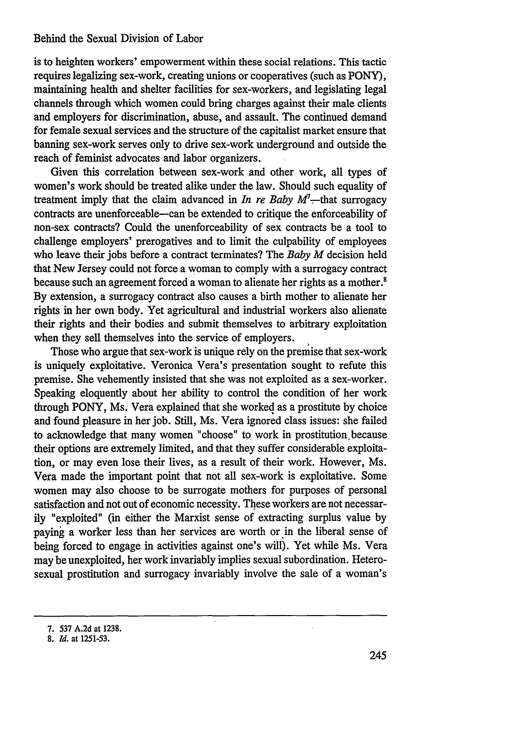is to heighten workers' empowerment within these social relations. This tactic requires legalizing sex-work, creating unions or cooperatives (such as PONY), maintaining health and shelter facilities for sex-workers, and legislating legal channels through which women could bring charges against their male clients and employers for discrimination, abuse, and assault. The continued demand for female sexual services and the structure of the capitalist market ensure that banning sex-work serves only to drive sex-work underground and outside the reach of feminist advocates and labor organizers.

Given this correlation between sex-work and other work, all types of women's work should be treated alike under the law. Should such equality of treatment imply that the claim advanced in *In re Baby M*[7]—that surrogacy contracts are unenforceable—can be extended to critique the enforceability of non-sex contracts? Could the unenforceability of sex contracts be a tool to challenge employers' prerogatives and to limit the culpability of employees who leave their jobs before a contract terminates? The *Baby M* decision held that New Jersey could not force a woman to comply with a surrogacy contract because such an agreement forced a woman to alienate her rights as a mother.[8] By extension, a surrogacy contract also causes a birth mother to alienate her rights in her own body. Yet agricultural and industrial workers also alienate their rights and their bodies and submit themselves to arbitrary exploitation when they sell themselves into the service of employers.

Those who argue that sex-work is unique rely on the premise that sex-work is uniquely exploitative. Veronica Vera's presentation sought to refute this premise. She vehemently insisted that she was not exploited as a sex-worker. Speaking eloquently about her ability to control the condition of her work through PONY, Ms. Vera explained that she worked as a prostitute by choice and found pleasure in her job. Still, Ms. Vera ignored class issues: she failed to acknowledge that many women "choose" to work in prostitution because their options are extremely limited, and that they suffer considerable exploitation, or may even lose their lives, as a result of their work. However, Ms. Vera made the important point that not all sex-work is exploitative. Some women may also choose to be surrogate mothers for purposes of personal satisfaction and not out of economic necessity. These workers are not necessarily "exploited" (in either the Marxist sense of extracting surplus value by paying a worker less than her services are worth or in the liberal sense of being forced to engage in activities against one's will). Yet while Ms. Vera may be unexploited, her work invariably implies sexual subordination. Heterosexual prostitution and surrogacy invariably involve the sale of a woman's

---

7. 537 A.2d at 1238.

8. *Id.* at 1251-53.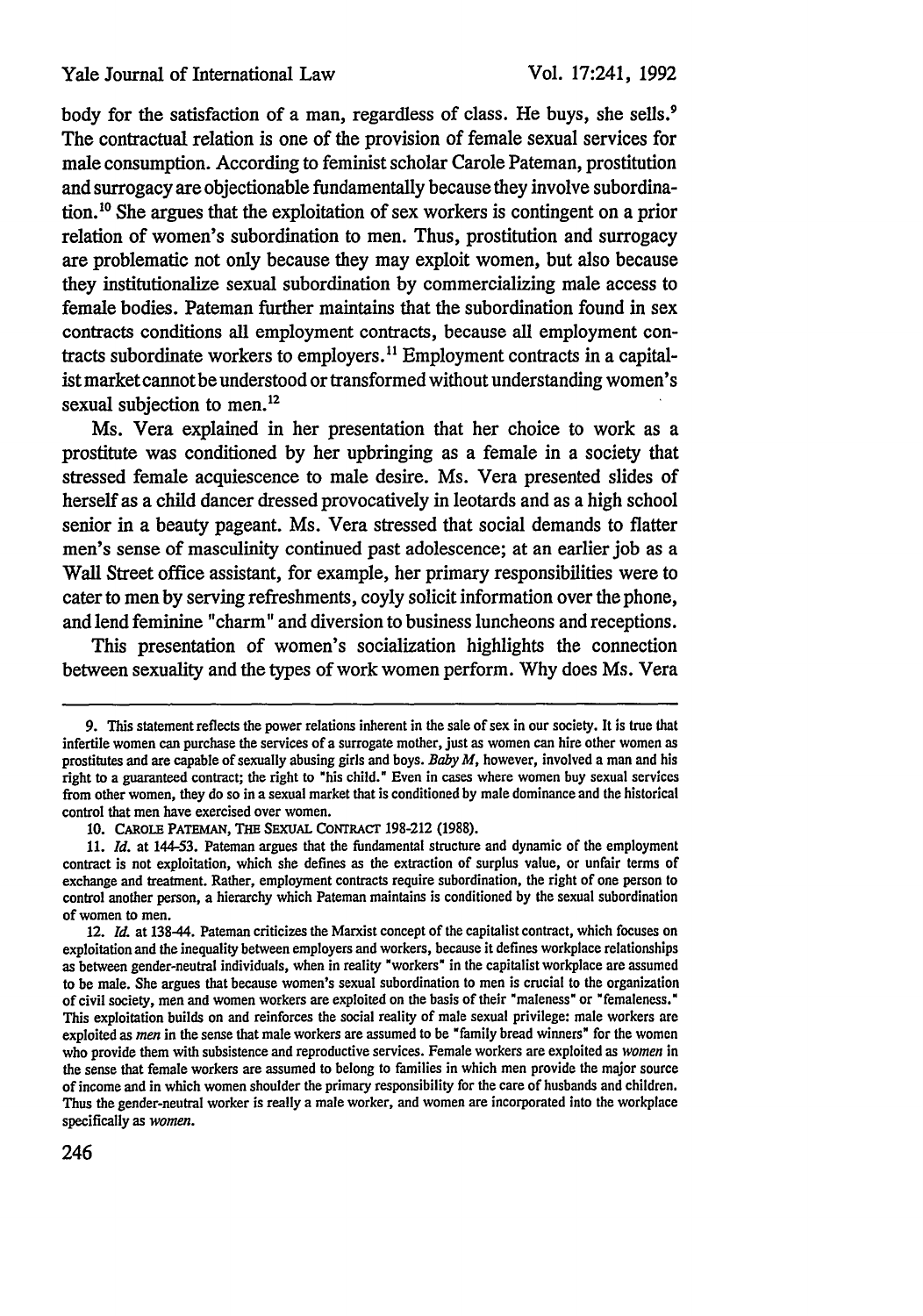body for the satisfaction of a man, regardless of class. He buys, she sells.[9] The contractual relation is one of the provision of female sexual services for male consumption. According to feminist scholar Carole Pateman, prostitution and surrogacy are objectionable fundamentally because they involve subordination.[10] She argues that the exploitation of sex workers is contingent on a prior relation of women's subordination to men. Thus, prostitution and surrogacy are problematic not only because they may exploit women, but also because they institutionalize sexual subordination by commercializing male access to female bodies. Pateman further maintains that the subordination found in sex contracts conditions all employment contracts, because all employment contracts subordinate workers to employers.[11] Employment contracts in a capitalist market cannot be understood or transformed without understanding women's sexual subjection to men.[12]

Ms. Vera explained in her presentation that her choice to work as a prostitute was conditioned by her upbringing as a female in a society that stressed female acquiescence to male desire. Ms. Vera presented slides of herself as a child dancer dressed provocatively in leotards and as a high school senior in a beauty pageant. Ms. Vera stressed that social demands to flatter men's sense of masculinity continued past adolescence; at an earlier job as a Wall Street office assistant, for example, her primary responsibilities were to cater to men by serving refreshments, coyly solicit information over the phone, and lend feminine "charm" and diversion to business luncheons and receptions.

This presentation of women's socialization highlights the connection between sexuality and the types of work women perform. Why does Ms. Vera

---

9. This statement reflects the power relations inherent in the sale of sex in our society. It is true that infertile women can purchase the services of a surrogate mother, just as women can hire other women as prostitutes and are capable of sexually abusing girls and boys. *Baby M*, however, involved a man and his right to a guaranteed contract; the right to "his child." Even in cases where women buy sexual services from other women, they do so in a sexual market that is conditioned by male dominance and the historical control that men have exercised over women.

10. CAROLE PATEMAN, THE SEXUAL CONTRACT 198-212 (1988).

11. *Id.* at 144-53. Pateman argues that the fundamental structure and dynamic of the employment contract is not exploitation, which she defines as the extraction of surplus value, or unfair terms of exchange and treatment. Rather, employment contracts require subordination, the right of one person to control another person, a hierarchy which Pateman maintains is conditioned by the sexual subordination of women to men.

12. *Id.* at 138-44. Pateman criticizes the Marxist concept of the capitalist contract, which focuses on exploitation and the inequality between employers and workers, because it defines workplace relationships as between gender-neutral individuals, when in reality "workers" in the capitalist workplace are assumed to be male. She argues that because women's sexual subordination to men is crucial to the organization of civil society, men and women workers are exploited on the basis of their "maleness" or "femaleness." This exploitation builds on and reinforces the social reality of male sexual privilege: male workers are exploited as *men* in the sense that male workers are assumed to be "family bread winners" for the women who provide them with subsistence and reproductive services. Female workers are exploited as *women* in the sense that female workers are assumed to belong to families in which men provide the major source of income and in which women shoulder the primary responsibility for the care of husbands and children. Thus the gender-neutral worker is really a male worker, and women are incorporated into the workplace specifically as *women*.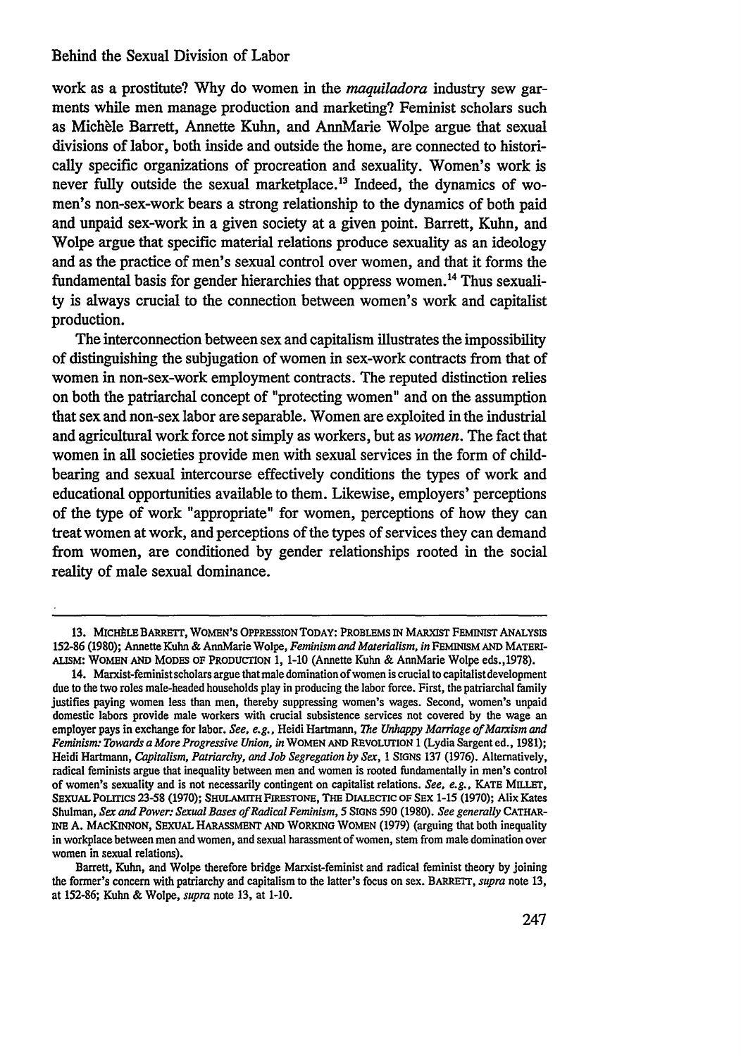work as a prostitute? Why do women in the *maquiladora* industry sew garments while men manage production and marketing? Feminist scholars such as Michèle Barrett, Annette Kuhn, and AnnMarie Wolpe argue that sexual divisions of labor, both inside and outside the home, are connected to historically specific organizations of procreation and sexuality. Women's work is never fully outside the sexual marketplace.[13] Indeed, the dynamics of women's non-sex-work bears a strong relationship to the dynamics of both paid and unpaid sex-work in a given society at a given point. Barrett, Kuhn, and Wolpe argue that specific material relations produce sexuality as an ideology and as the practice of men's sexual control over women, and that it forms the fundamental basis for gender hierarchies that oppress women.[14] Thus sexuality is always crucial to the connection between women's work and capitalist production.

The interconnection between sex and capitalism illustrates the impossibility of distinguishing the subjugation of women in sex-work contracts from that of women in non-sex-work employment contracts. The reputed distinction relies on both the patriarchal concept of "protecting women" and on the assumption that sex and non-sex labor are separable. Women are exploited in the industrial and agricultural work force not simply as workers, but as *women*. The fact that women in all societies provide men with sexual services in the form of childbearing and sexual intercourse effectively conditions the types of work and educational opportunities available to them. Likewise, employers' perceptions of the type of work "appropriate" for women, perceptions of how they can treat women at work, and perceptions of the types of services they can demand from women, are conditioned by gender relationships rooted in the social reality of male sexual dominance.

---

13. MICHÈLE BARRETT, WOMEN'S OPPRESSION TODAY: PROBLEMS IN MARXIST FEMINIST ANALYSIS 152-86 (1980); Annette Kuhn & AnnMarie Wolpe, *Feminism and Materialism*, *in* FEMINISM AND MATERIALISM: WOMEN AND MODES OF PRODUCTION 1, 1-10 (Annette Kuhn & AnnMarie Wolpe eds.,1978).

14. Marxist-feminist scholars argue that male domination of women is crucial to capitalist development due to the two roles male-headed households play in producing the labor force. First, the patriarchal family justifies paying women less than men, thereby suppressing women's wages. Second, women's unpaid domestic labors provide male workers with crucial subsistence services not covered by the wage an employer pays in exchange for labor. *See, e.g.*, Heidi Hartmann, *The Unhappy Marriage of Marxism and Feminism: Towards a More Progressive Union*, *in* WOMEN AND REVOLUTION 1 (Lydia Sargent ed., 1981); Heidi Hartmann, *Capitalism, Patriarchy, and Job Segregation by Sex*, 1 SIGNS 137 (1976). Alternatively, radical feminists argue that inequality between men and women is rooted fundamentally in men's control of women's sexuality and is not necessarily contingent on capitalist relations. *See, e.g.*, KATE MILLET, SEXUAL POLITICS 23-58 (1970); SHULAMITH FIRESTONE, THE DIALECTIC OF SEX 1-15 (1970); Alix Kates Shulman, *Sex and Power: Sexual Bases of Radical Feminism*, 5 SIGNS 590 (1980). *See generally* CATHARINE A. MACKINNON, SEXUAL HARASSMENT AND WORKING WOMEN (1979) (arguing that both inequality in workplace between men and women, and sexual harassment of women, stem from male domination over women in sexual relations).

Barrett, Kuhn, and Wolpe therefore bridge Marxist-feminist and radical feminist theory by joining the former's concern with patriarchy and capitalism to the latter's focus on sex. BARRETT, *supra* note 13, at 152-86; Kuhn & Wolpe, *supra* note 13, at 1-10.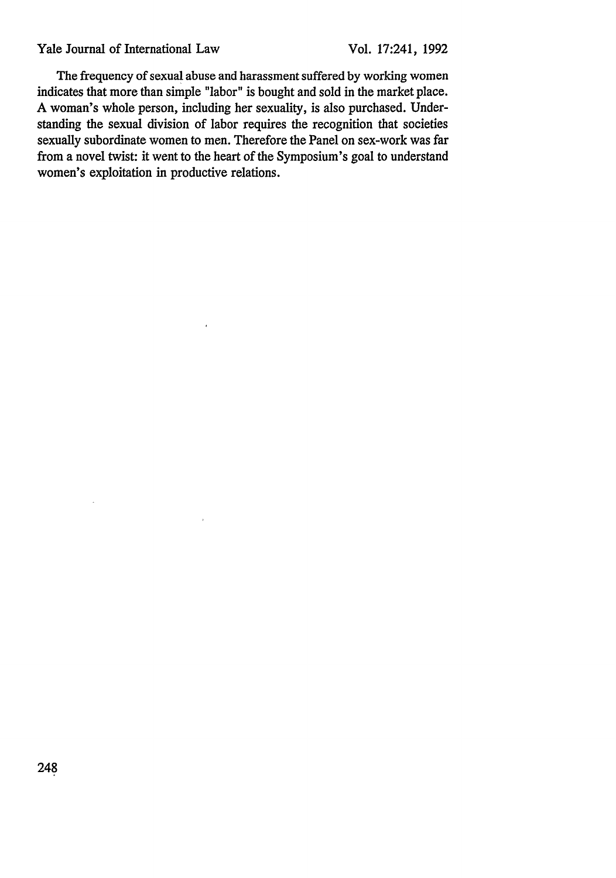The frequency of sexual abuse and harassment suffered by working women indicates that more than simple "labor" is bought and sold in the market place. A woman's whole person, including her sexuality, is also purchased. Understanding the sexual division of labor requires the recognition that societies sexually subordinate women to men. Therefore the Panel on sex-work was far from a novel twist: it went to the heart of the Symposium's goal to understand women's exploitation in productive relations.